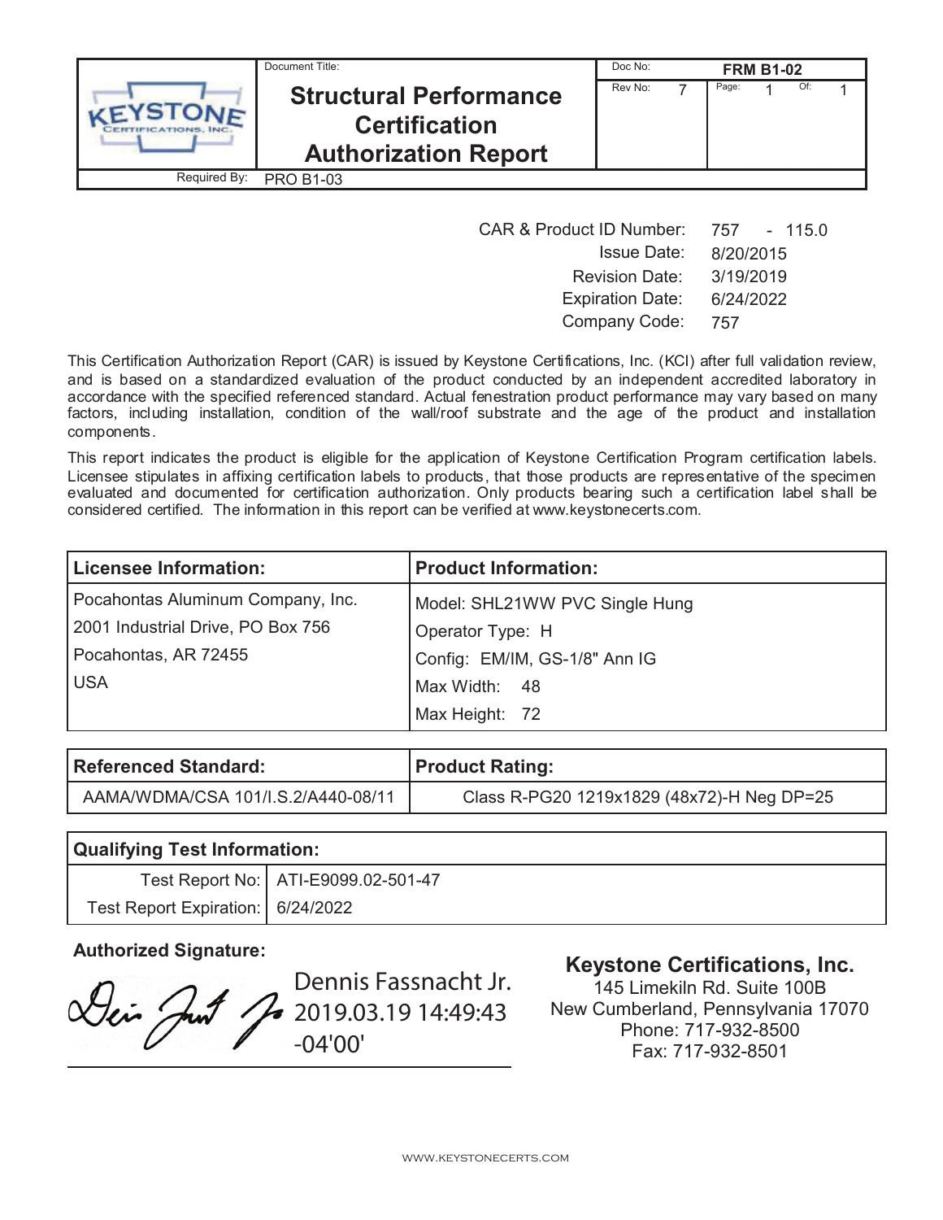| KEYSTONE CERTIFICATIONS, INC. | Document Title: **Structural Performance Certification Authorization Report** | Doc No: **FRM B1-02** | |
|---|---|---|---|
| | | Rev No: 7 | Page: 1 Of: 1 |
| Required By: | PRO B1-03 | | |

| | |
|---|---|
| CAR & Product ID Number: | 757 - 115.0 |
| Issue Date: | 8/20/2015 |
| Revision Date: | 3/19/2019 |
| Expiration Date: | 6/24/2022 |
| Company Code: | 757 |

This Certification Authorization Report (CAR) is issued by Keystone Certifications, Inc. (KCI) after full validation review, and is based on a standardized evaluation of the product conducted by an independent accredited laboratory in accordance with the specified referenced standard. Actual fenestration product performance may vary based on many factors, including installation, condition of the wall/roof substrate and the age of the product and installation components.

This report indicates the product is eligible for the application of Keystone Certification Program certification labels. Licensee stipulates in affixing certification labels to products, that those products are representative of the specimen evaluated and documented for certification authorization. Only products bearing such a certification label shall be considered certified. The information in this report can be verified at www.keystonecerts.com.

| Licensee Information: | Product Information: |
|---|---|
| Pocahontas Aluminum Company, Inc. | Model: SHL21WW PVC Single Hung |
| 2001 Industrial Drive, PO Box 756 | Operator Type: H |
| Pocahontas, AR 72455 | Config: EM/IM, GS-1/8" Ann IG |
| USA | Max Width: 48 |
| | Max Height: 72 |

| Referenced Standard: | Product Rating: |
|---|---|
| AAMA/WDMA/CSA 101/I.S.2/A440-08/11 | Class R-PG20 1219x1829 (48x72)-H Neg DP=25 |

| Qualifying Test Information: | |
|---|---|
| Test Report No: | ATI-E9099.02-501-47 |
| Test Report Expiration: | 6/24/2022 |

**Authorized Signature:**

Dennis Fassnacht Jr.
2019.03.19 14:49:43
-04'00'

**Keystone Certifications, Inc.**
145 Limekiln Rd. Suite 100B
New Cumberland, Pennsylvania 17070
Phone: 717-932-8500
Fax: 717-932-8501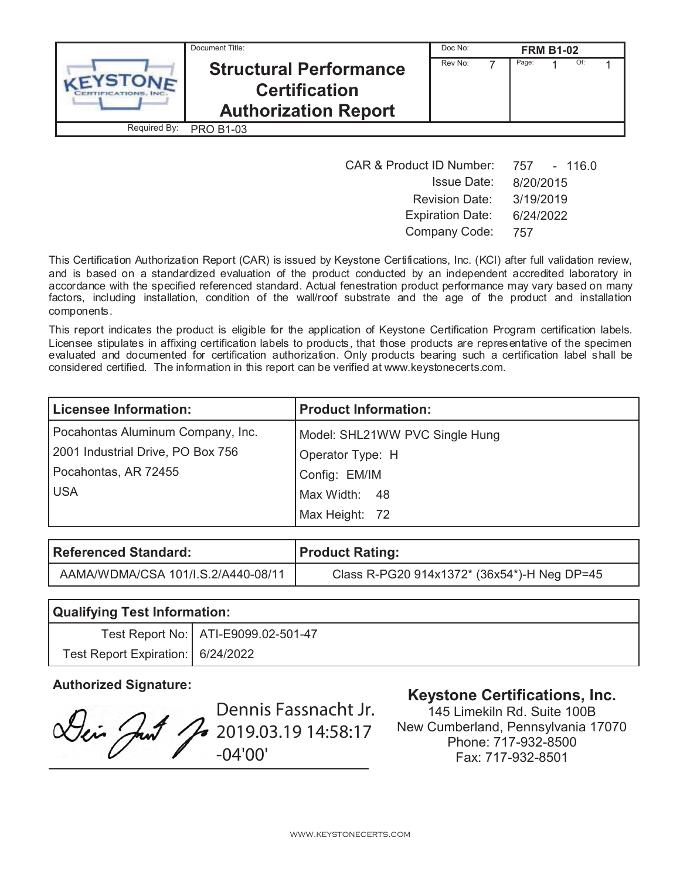| | Document Title: | Doc No: | FRM B1-02 |
|---|---|---|---|
| KEYSTONE CERTIFICATIONS, INC. | **Structural Performance Certification Authorization Report** | Rev No: 7 | Page: 1 Of: 1 |
| Required By: | PRO B1-03 | | |

| | |
|---|---|
| CAR & Product ID Number: | 757 - 116.0 |
| Issue Date: | 8/20/2015 |
| Revision Date: | 3/19/2019 |
| Expiration Date: | 6/24/2022 |
| Company Code: | 757 |

This Certification Authorization Report (CAR) is issued by Keystone Certifications, Inc. (KCI) after full validation review, and is based on a standardized evaluation of the product conducted by an independent accredited laboratory in accordance with the specified referenced standard. Actual fenestration product performance may vary based on many factors, including installation, condition of the wall/roof substrate and the age of the product and installation components.

This report indicates the product is eligible for the application of Keystone Certification Program certification labels. Licensee stipulates in affixing certification labels to products, that those products are representative of the specimen evaluated and documented for certification authorization. Only products bearing such a certification label shall be considered certified. The information in this report can be verified at www.keystonecerts.com.

| Licensee Information: | Product Information: |
|---|---|
| Pocahontas Aluminum Company, Inc. | Model: SHL21WW PVC Single Hung |
| 2001 Industrial Drive, PO Box 756 | Operator Type: H |
| Pocahontas, AR 72455 | Config: EM/IM |
| USA | Max Width: 48 |
| | Max Height: 72 |

| Referenced Standard: | Product Rating: |
|---|---|
| AAMA/WDMA/CSA 101/I.S.2/A440-08/11 | Class R-PG20 914x1372* (36x54*)-H Neg DP=45 |

| Qualifying Test Information: | |
|---|---|
| Test Report No: | ATI-E9099.02-501-47 |
| Test Report Expiration: | 6/24/2022 |

**Authorized Signature:**

Dennis Fassnacht Jr.
2019.03.19 14:58:17
-04'00'

**Keystone Certifications, Inc.**
145 Limekiln Rd. Suite 100B
New Cumberland, Pennsylvania 17070
Phone: 717-932-8500
Fax: 717-932-8501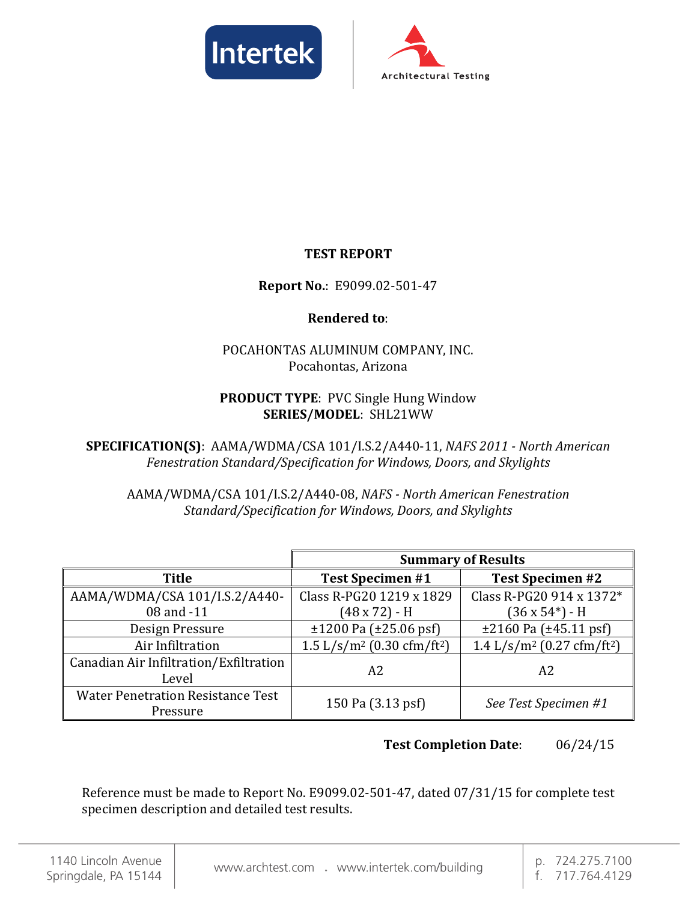**TEST REPORT**

**Report No.**: E9099.02-501-47

**Rendered to**:

POCAHONTAS ALUMINUM COMPANY, INC.
Pocahontas, Arizona

**PRODUCT TYPE**: PVC Single Hung Window
**SERIES/MODEL**: SHL21WW

**SPECIFICATION(S)**: AAMA/WDMA/CSA 101/I.S.2/A440-11, *NAFS 2011 - North American Fenestration Standard/Specification for Windows, Doors, and Skylights*

AAMA/WDMA/CSA 101/I.S.2/A440-08, *NAFS - North American Fenestration Standard/Specification for Windows, Doors, and Skylights*

| | **Summary of Results** | |
|---|---|---|
| **Title** | **Test Specimen #1** | **Test Specimen #2** |
| AAMA/WDMA/CSA 101/I.S.2/A440-08 and -11 | Class R-PG20 1219 x 1829 (48 x 72) - H | Class R-PG20 914 x 1372* (36 x 54*) - H |
| Design Pressure | ±1200 Pa (±25.06 psf) | ±2160 Pa (±45.11 psf) |
| Air Infiltration | 1.5 L/s/m² (0.30 cfm/ft²) | 1.4 L/s/m² (0.27 cfm/ft²) |
| Canadian Air Infiltration/Exfiltration Level | A2 | A2 |
| Water Penetration Resistance Test Pressure | 150 Pa (3.13 psf) | *See Test Specimen #1* |

**Test Completion Date**: 06/24/15

Reference must be made to Report No. E9099.02-501-47, dated 07/31/15 for complete test specimen description and detailed test results.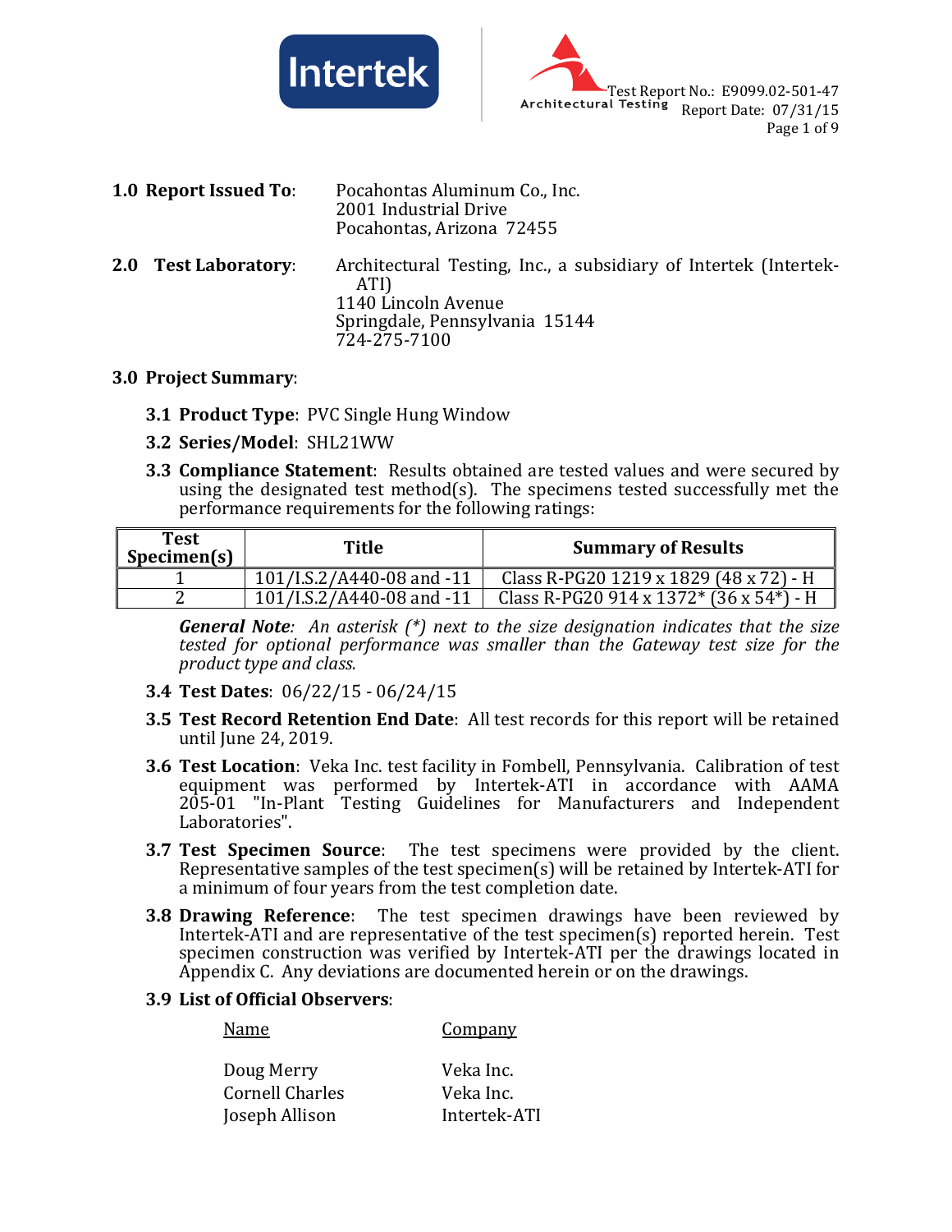Test Report No.: E9099.02-501-47
Report Date: 07/31/15

**1.0 Report Issued To**: Pocahontas Aluminum Co., Inc.
2001 Industrial Drive
Pocahontas, Arizona 72455

**2.0 Test Laboratory**: Architectural Testing, Inc., a subsidiary of Intertek (Intertek-ATI)
1140 Lincoln Avenue
Springdale, Pennsylvania 15144
724-275-7100

**3.0 Project Summary**:

**3.1 Product Type**: PVC Single Hung Window

**3.2 Series/Model**: SHL21WW

**3.3 Compliance Statement**: Results obtained are tested values and were secured by using the designated test method(s). The specimens tested successfully met the performance requirements for the following ratings:

| Test Specimen(s) | Title | Summary of Results |
|---|---|---|
| 1 | 101/I.S.2/A440-08 and -11 | Class R-PG20 1219 x 1829 (48 x 72) - H |
| 2 | 101/I.S.2/A440-08 and -11 | Class R-PG20 914 x 1372* (36 x 54*) - H |

***General Note**: An asterisk (*) next to the size designation indicates that the size tested for optional performance was smaller than the Gateway test size for the product type and class.*

**3.4 Test Dates**: 06/22/15 - 06/24/15

**3.5 Test Record Retention End Date**: All test records for this report will be retained until June 24, 2019.

**3.6 Test Location**: Veka Inc. test facility in Fombell, Pennsylvania. Calibration of test equipment was performed by Intertek-ATI in accordance with AAMA 205-01 "In-Plant Testing Guidelines for Manufacturers and Independent Laboratories".

**3.7 Test Specimen Source**: The test specimens were provided by the client. Representative samples of the test specimen(s) will be retained by Intertek-ATI for a minimum of four years from the test completion date.

**3.8 Drawing Reference**: The test specimen drawings have been reviewed by Intertek-ATI and are representative of the test specimen(s) reported herein. Test specimen construction was verified by Intertek-ATI per the drawings located in Appendix C. Any deviations are documented herein or on the drawings.

**3.9 List of Official Observers**:

| Name | Company |
|---|---|
| Doug Merry | Veka Inc. |
| Cornell Charles | Veka Inc. |
| Joseph Allison | Intertek-ATI |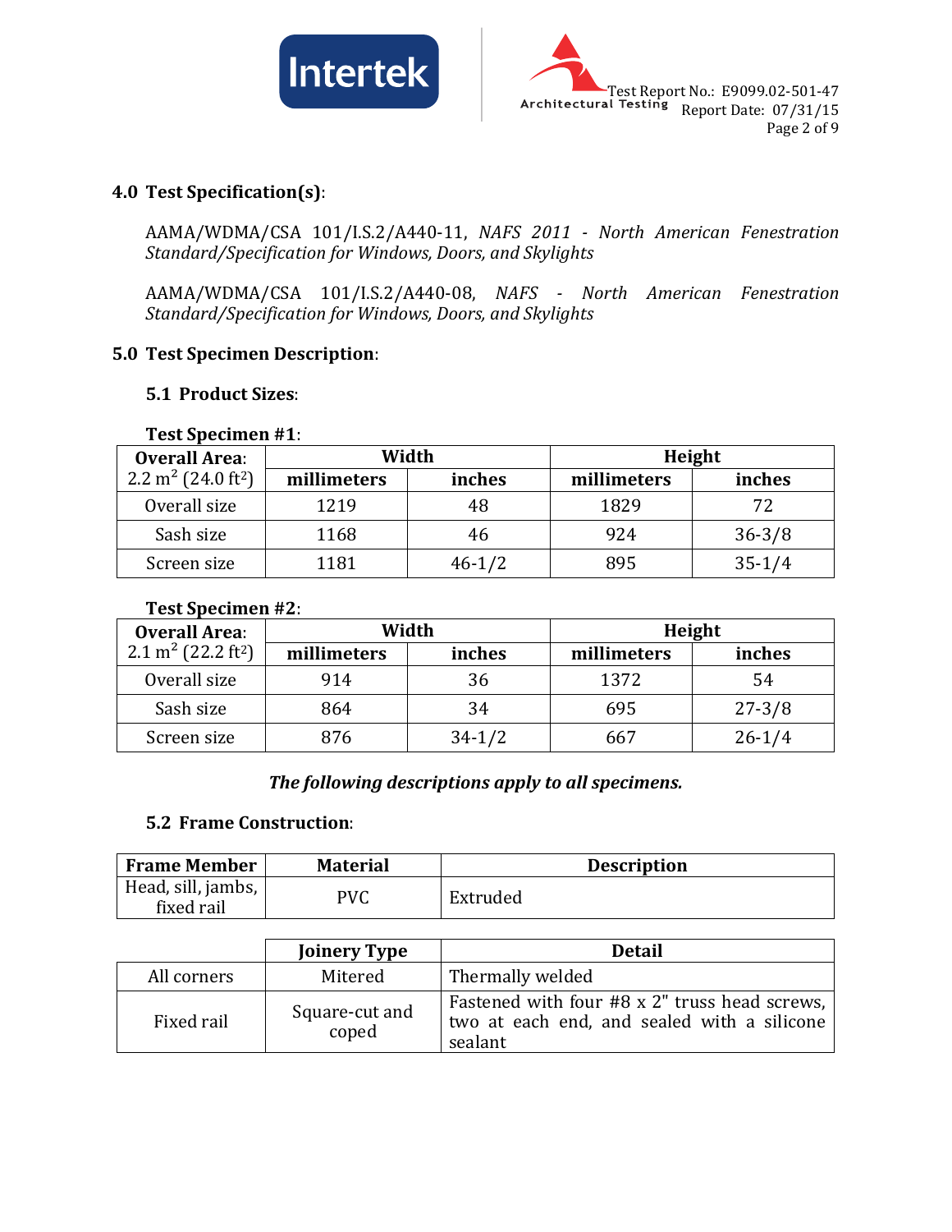## 4.0 Test Specification(s):

AAMA/WDMA/CSA 101/I.S.2/A440-11, *NAFS 2011 - North American Fenestration Standard/Specification for Windows, Doors, and Skylights*

AAMA/WDMA/CSA 101/I.S.2/A440-08, *NAFS - North American Fenestration Standard/Specification for Windows, Doors, and Skylights*

## 5.0 Test Specimen Description:

### 5.1 Product Sizes:

**Test Specimen #1**:

| **Overall Area**: 2.2 $m^2$ (24.0 $ft^2$) | **Width** | | **Height** | |
|---|---|---|---|---|
| | **millimeters** | **inches** | **millimeters** | **inches** |
| Overall size | 1219 | 48 | 1829 | 72 |
| Sash size | 1168 | 46 | 924 | 36-3/8 |
| Screen size | 1181 | 46-1/2 | 895 | 35-1/4 |

**Test Specimen #2**:

| **Overall Area**: 2.1 $m^2$ (22.2 $ft^2$) | **Width** | | **Height** | |
|---|---|---|---|---|
| | **millimeters** | **inches** | **millimeters** | **inches** |
| Overall size | 914 | 36 | 1372 | 54 |
| Sash size | 864 | 34 | 695 | 27-3/8 |
| Screen size | 876 | 34-1/2 | 667 | 26-1/4 |

***The following descriptions apply to all specimens.***

### 5.2 Frame Construction:

| **Frame Member** | **Material** | **Description** |
|---|---|---|
| Head, sill, jambs, fixed rail | PVC | Extruded |

| | **Joinery Type** | **Detail** |
|---|---|---|
| All corners | Mitered | Thermally welded |
| Fixed rail | Square-cut and coped | Fastened with four #8 x 2" truss head screws, two at each end, and sealed with a silicone sealant |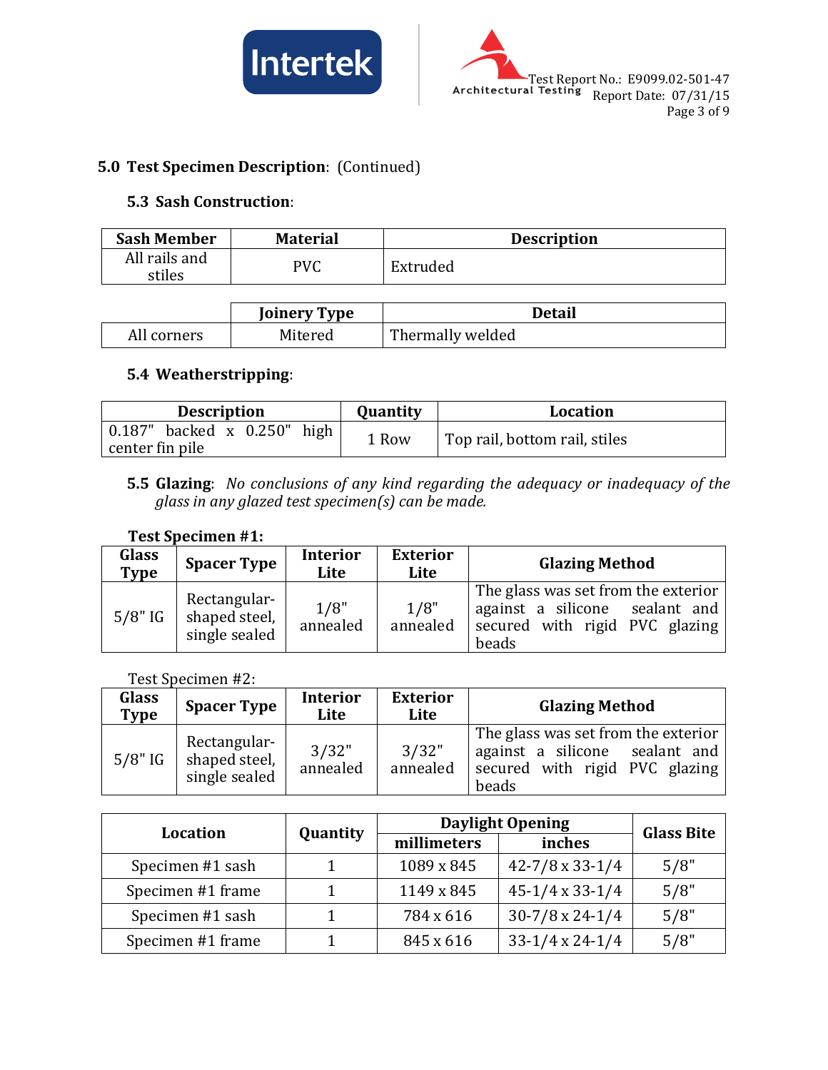## 5.0 Test Specimen Description: (Continued)

### 5.3 Sash Construction:

| Sash Member | Material | Description |
|---|---|---|
| All rails and stiles | PVC | Extruded |

| | Joinery Type | Detail |
|---|---|---|
| All corners | Mitered | Thermally welded |

### 5.4 Weatherstripping:

| Description | Quantity | Location |
|---|---|---|
| 0.187" backed x 0.250" high center fin pile | 1 Row | Top rail, bottom rail, stiles |

**5.5 Glazing**: *No conclusions of any kind regarding the adequacy or inadequacy of the glass in any glazed test specimen(s) can be made.*

**Test Specimen #1:**

| Glass Type | Spacer Type | Interior Lite | Exterior Lite | Glazing Method |
|---|---|---|---|---|
| 5/8" IG | Rectangular-shaped steel, single sealed | 1/8" annealed | 1/8" annealed | The glass was set from the exterior against a silicone sealant and secured with rigid PVC glazing beads |

Test Specimen #2:

| Glass Type | Spacer Type | Interior Lite | Exterior Lite | Glazing Method |
|---|---|---|---|---|
| 5/8" IG | Rectangular-shaped steel, single sealed | 3/32" annealed | 3/32" annealed | The glass was set from the exterior against a silicone sealant and secured with rigid PVC glazing beads |

| Location | Quantity | Daylight Opening | | Glass Bite |
|---|---|---|---|---|
| | | millimeters | inches | |
| Specimen #1 sash | 1 | 1089 x 845 | 42-7/8 x 33-1/4 | 5/8" |
| Specimen #1 frame | 1 | 1149 x 845 | 45-1/4 x 33-1/4 | 5/8" |
| Specimen #1 sash | 1 | 784 x 616 | 30-7/8 x 24-1/4 | 5/8" |
| Specimen #1 frame | 1 | 845 x 616 | 33-1/4 x 24-1/4 | 5/8" |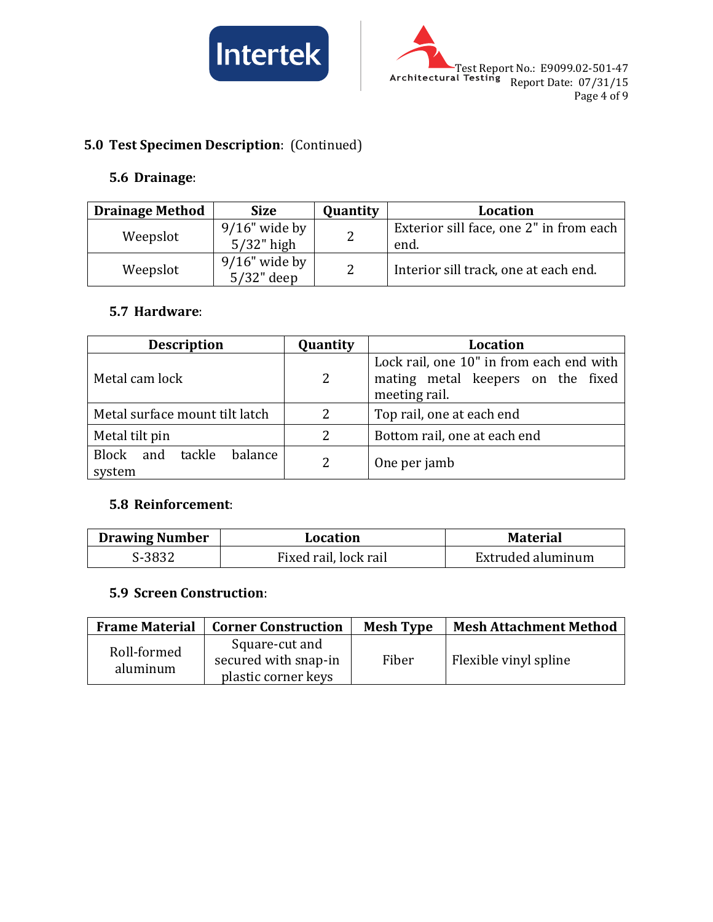## 5.0 Test Specimen Description: (Continued)

### 5.6 Drainage:

| Drainage Method | Size | Quantity | Location |
|---|---|---|---|
| Weepslot | 9/16" wide by 5/32" high | 2 | Exterior sill face, one 2" in from each end. |
| Weepslot | 9/16" wide by 5/32" deep | 2 | Interior sill track, one at each end. |

### 5.7 Hardware:

| Description | Quantity | Location |
|---|---|---|
| Metal cam lock | 2 | Lock rail, one 10" in from each end with mating metal keepers on the fixed meeting rail. |
| Metal surface mount tilt latch | 2 | Top rail, one at each end |
| Metal tilt pin | 2 | Bottom rail, one at each end |
| Block and tackle balance system | 2 | One per jamb |

### 5.8 Reinforcement:

| Drawing Number | Location | Material |
|---|---|---|
| S-3832 | Fixed rail, lock rail | Extruded aluminum |

### 5.9 Screen Construction:

| Frame Material | Corner Construction | Mesh Type | Mesh Attachment Method |
|---|---|---|---|
| Roll-formed aluminum | Square-cut and secured with snap-in plastic corner keys | Fiber | Flexible vinyl spline |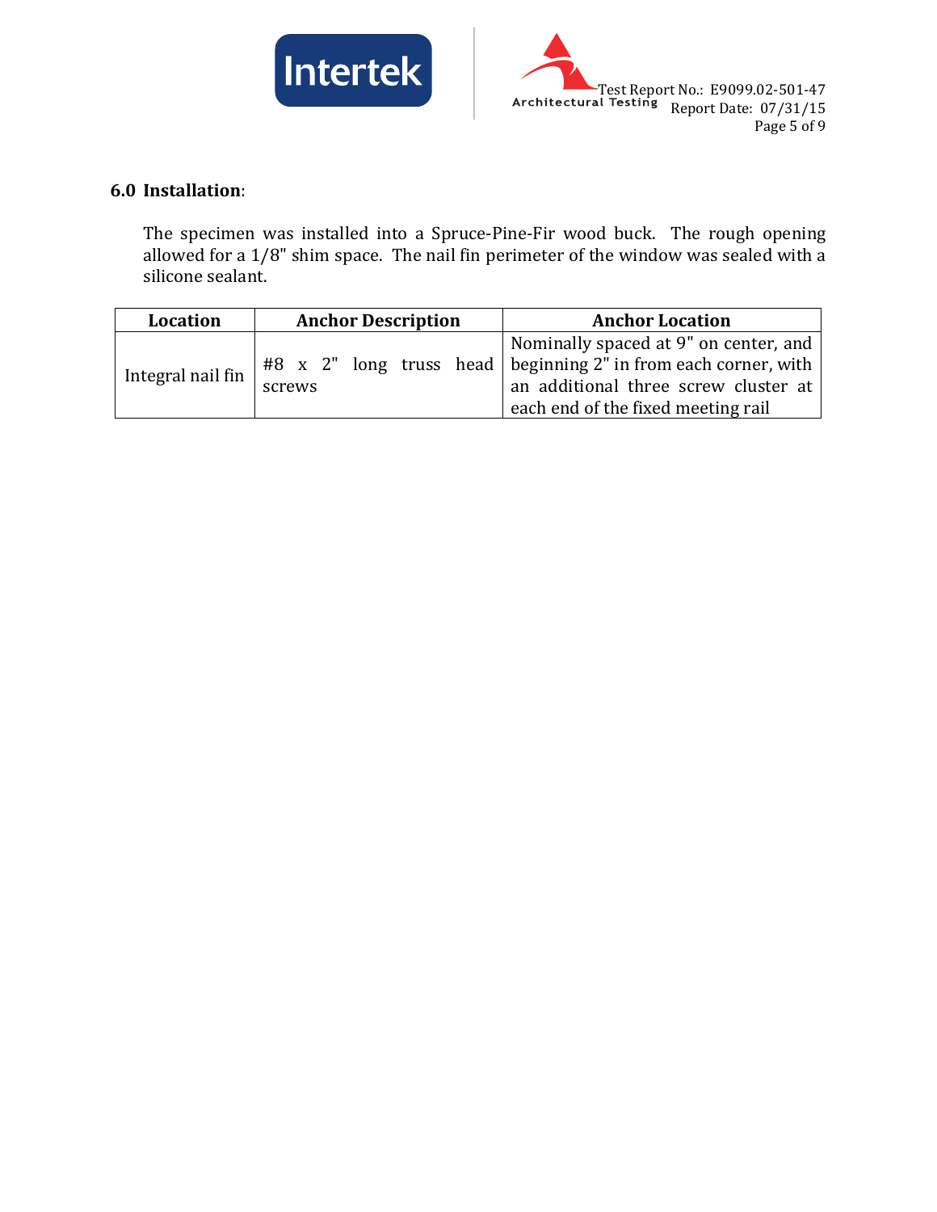## 6.0 Installation:

The specimen was installed into a Spruce-Pine-Fir wood buck. The rough opening allowed for a 1/8" shim space. The nail fin perimeter of the window was sealed with a silicone sealant.

| Location | Anchor Description | Anchor Location |
|---|---|---|
| Integral nail fin | #8 x 2" long truss head screws | Nominally spaced at 9" on center, and beginning 2" in from each corner, with an additional three screw cluster at each end of the fixed meeting rail |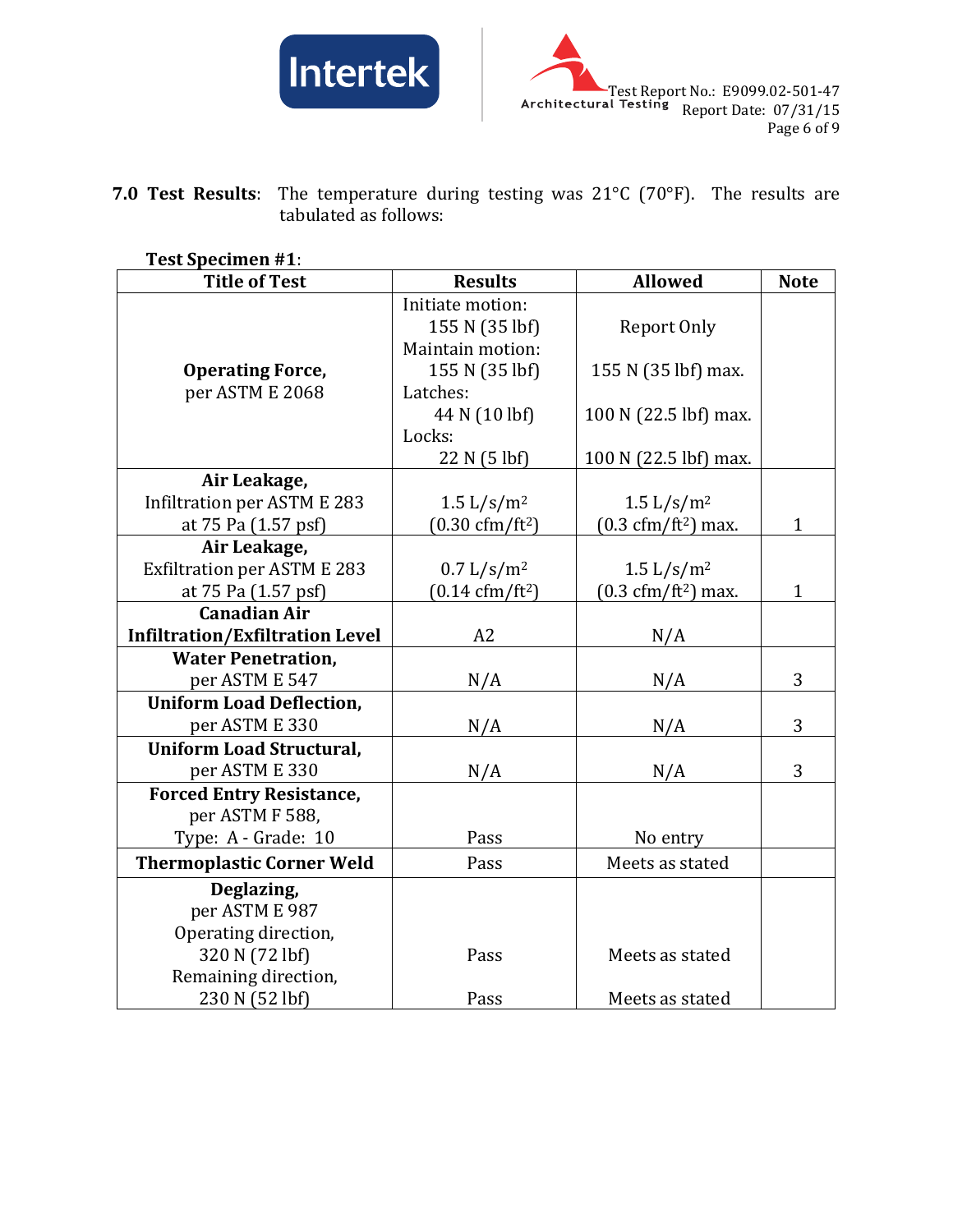**7.0 Test Results**: The temperature during testing was 21°C (70°F). The results are tabulated as follows:

**Test Specimen #1**:

| Title of Test | Results | Allowed | Note |
|---|---|---|---|
| **Operating Force,** per ASTM E 2068 | Initiate motion: 155 N (35 lbf) Maintain motion: 155 N (35 lbf) Latches: 44 N (10 lbf) Locks: 22 N (5 lbf) | Report Only<br>155 N (35 lbf) max.<br>100 N (22.5 lbf) max.<br>100 N (22.5 lbf) max. | |
| **Air Leakage,** Infiltration per ASTM E 283 at 75 Pa (1.57 psf) | 1.5 L/s/m$^2$ (0.30 cfm/ft$^2$) | 1.5 L/s/m$^2$ (0.3 cfm/ft$^2$) max. | 1 |
| **Air Leakage,** Exfiltration per ASTM E 283 at 75 Pa (1.57 psf) | 0.7 L/s/m$^2$ (0.14 cfm/ft$^2$) | 1.5 L/s/m$^2$ (0.3 cfm/ft$^2$) max. | 1 |
| **Canadian Air Infiltration/Exfiltration Level** | A2 | N/A | |
| **Water Penetration,** per ASTM E 547 | N/A | N/A | 3 |
| **Uniform Load Deflection,** per ASTM E 330 | N/A | N/A | 3 |
| **Uniform Load Structural,** per ASTM E 330 | N/A | N/A | 3 |
| **Forced Entry Resistance,** per ASTM F 588, Type: A - Grade: 10 | Pass | No entry | |
| **Thermoplastic Corner Weld** | Pass | Meets as stated | |
| **Deglazing,** per ASTM E 987 Operating direction, 320 N (72 lbf) Remaining direction, 230 N (52 lbf) | Pass<br>Pass | Meets as stated<br>Meets as stated | |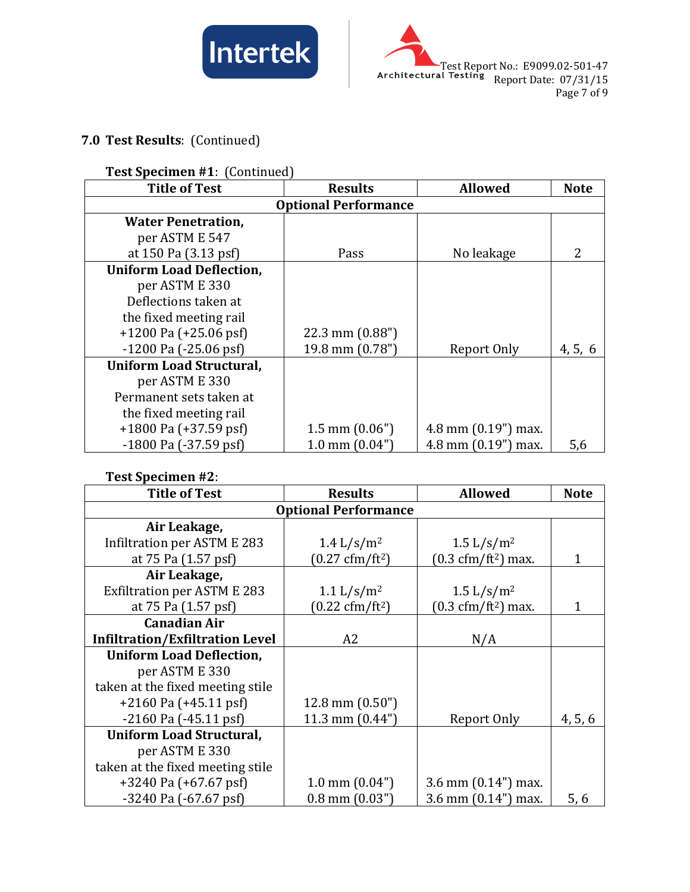## 7.0 Test Results: (Continued)

**Test Specimen #1**: (Continued)

| Title of Test | Results | Allowed | Note |
|---|---|---|---|
| **Optional Performance** | | | |
| **Water Penetration,** per ASTM E 547 at 150 Pa (3.13 psf) | Pass | No leakage | 2 |
| **Uniform Load Deflection,** per ASTM E 330 Deflections taken at the fixed meeting rail +1200 Pa (+25.06 psf) -1200 Pa (-25.06 psf) | 22.3 mm (0.88") 19.8 mm (0.78") | Report Only | 4, 5, 6 |
| **Uniform Load Structural,** per ASTM E 330 Permanent sets taken at the fixed meeting rail +1800 Pa (+37.59 psf) -1800 Pa (-37.59 psf) | 1.5 mm (0.06") 1.0 mm (0.04") | 4.8 mm (0.19") max. 4.8 mm (0.19") max. | 5,6 |

**Test Specimen #2**:

| Title of Test | Results | Allowed | Note |
|---|---|---|---|
| **Optional Performance** | | | |
| **Air Leakage,** Infiltration per ASTM E 283 at 75 Pa (1.57 psf) | 1.4 L/s/m$^2$ (0.27 cfm/ft$^2$) | 1.5 L/s/m$^2$ (0.3 cfm/ft$^2$) max. | 1 |
| **Air Leakage,** Exfiltration per ASTM E 283 at 75 Pa (1.57 psf) | 1.1 L/s/m$^2$ (0.22 cfm/ft$^2$) | 1.5 L/s/m$^2$ (0.3 cfm/ft$^2$) max. | 1 |
| **Canadian Air Infiltration/Exfiltration Level** | A2 | N/A | |
| **Uniform Load Deflection,** per ASTM E 330 taken at the fixed meeting stile +2160 Pa (+45.11 psf) -2160 Pa (-45.11 psf) | 12.8 mm (0.50") 11.3 mm (0.44") | Report Only | 4, 5, 6 |
| **Uniform Load Structural,** per ASTM E 330 taken at the fixed meeting stile +3240 Pa (+67.67 psf) -3240 Pa (-67.67 psf) | 1.0 mm (0.04") 0.8 mm (0.03") | 3.6 mm (0.14") max. 3.6 mm (0.14") max. | 5, 6 |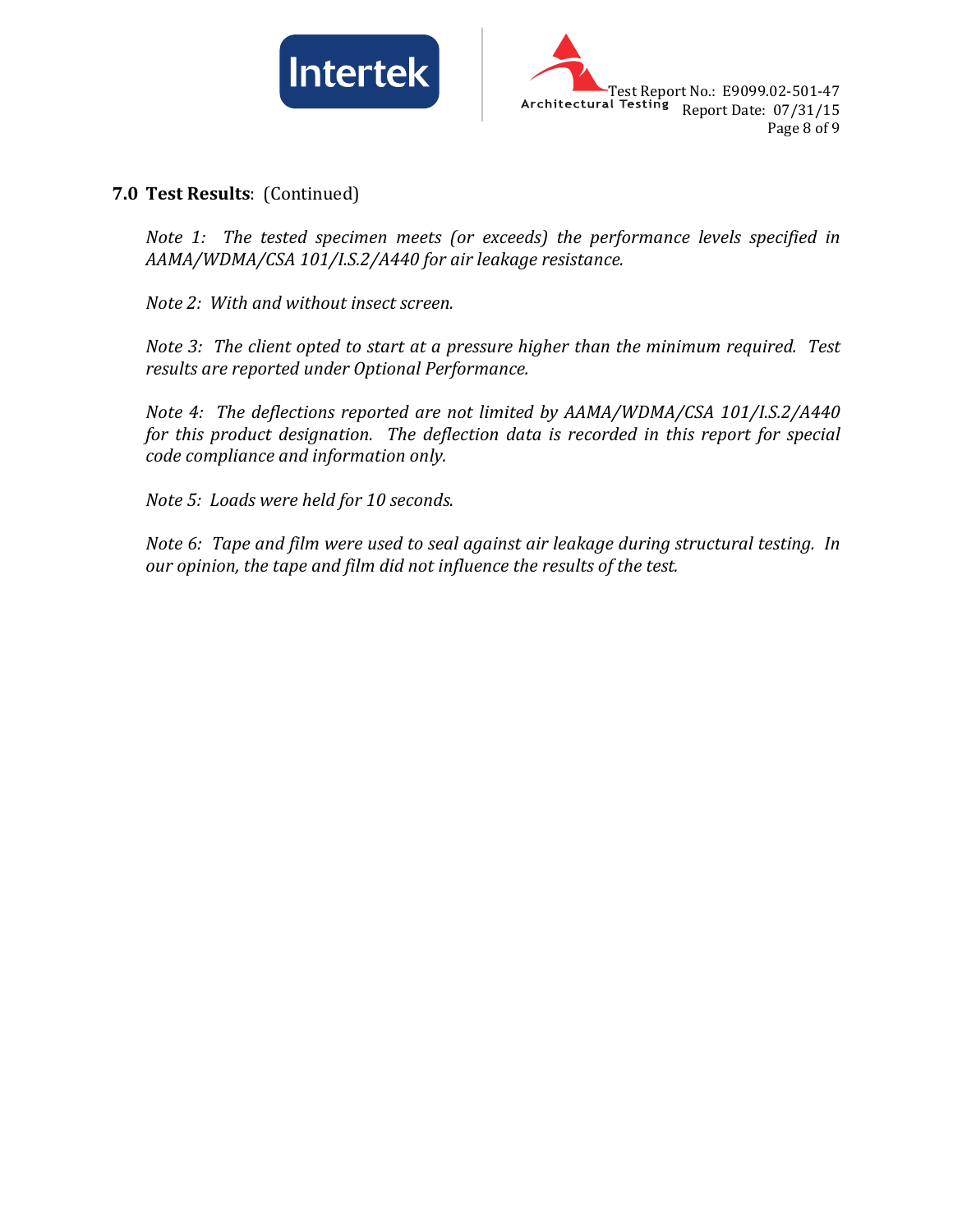## 7.0 Test Results: (Continued)

*Note 1: The tested specimen meets (or exceeds) the performance levels specified in AAMA/WDMA/CSA 101/I.S.2/A440 for air leakage resistance.*

*Note 2: With and without insect screen.*

*Note 3: The client opted to start at a pressure higher than the minimum required. Test results are reported under Optional Performance.*

*Note 4: The deflections reported are not limited by AAMA/WDMA/CSA 101/I.S.2/A440 for this product designation. The deflection data is recorded in this report for special code compliance and information only.*

*Note 5: Loads were held for 10 seconds.*

*Note 6: Tape and film were used to seal against air leakage during structural testing. In our opinion, the tape and film did not influence the results of the test.*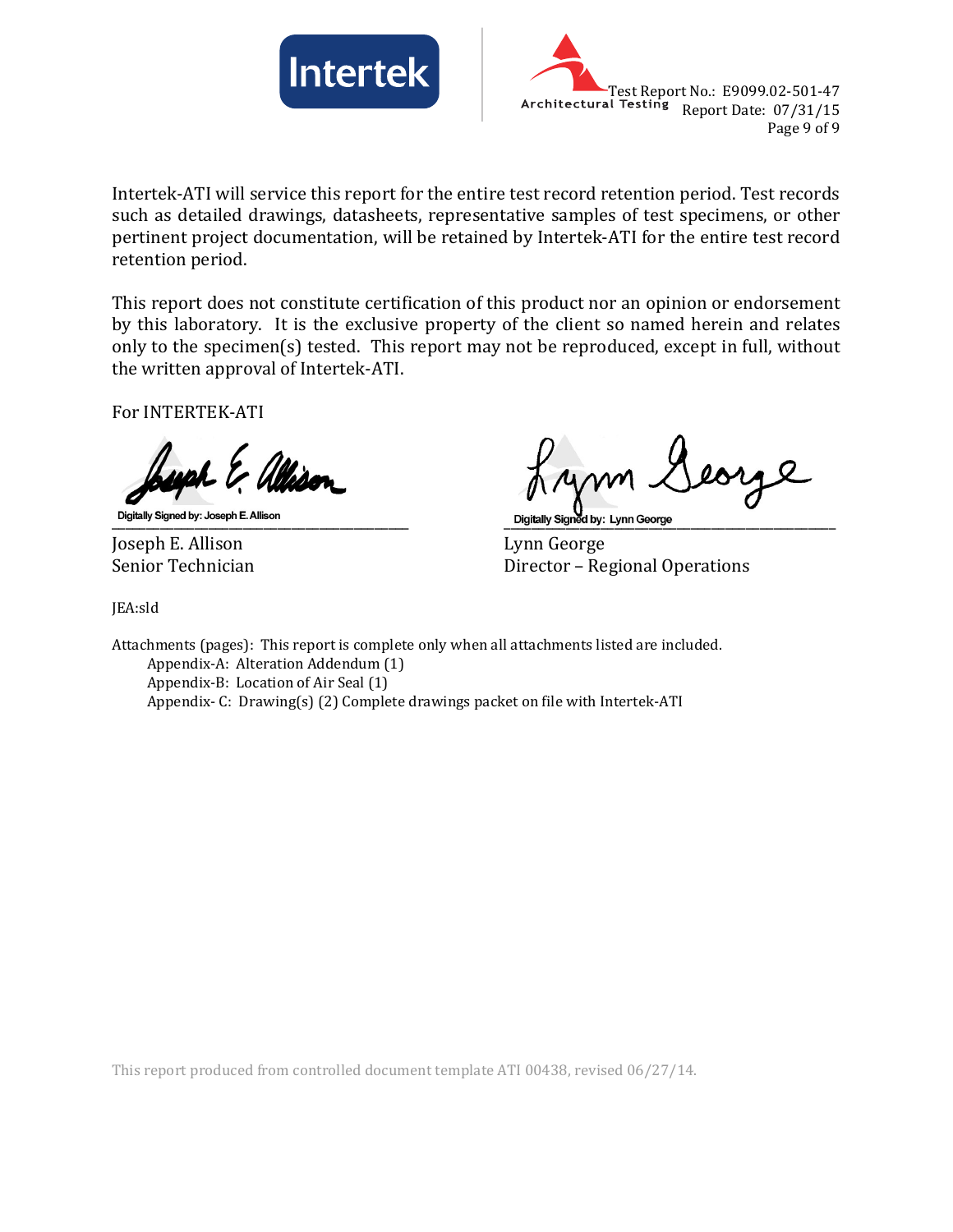Intertek-ATI will service this report for the entire test record retention period. Test records such as detailed drawings, datasheets, representative samples of test specimens, or other pertinent project documentation, will be retained by Intertek-ATI for the entire test record retention period.

This report does not constitute certification of this product nor an opinion or endorsement by this laboratory. It is the exclusive property of the client so named herein and relates only to the specimen(s) tested. This report may not be reproduced, except in full, without the written approval of Intertek-ATI.

For INTERTEK-ATI

Digitally Signed by: Joseph E. Allison

Joseph E. Allison
Senior Technician

Digitally Signed by: Lynn George

Lynn George
Director – Regional Operations

JEA:sld

Attachments (pages): This report is complete only when all attachments listed are included.

- Appendix-A: Alteration Addendum (1)
- Appendix-B: Location of Air Seal (1)
- Appendix- C: Drawing(s) (2) Complete drawings packet on file with Intertek-ATI

This report produced from controlled document template ATI 00438, revised 06/27/14.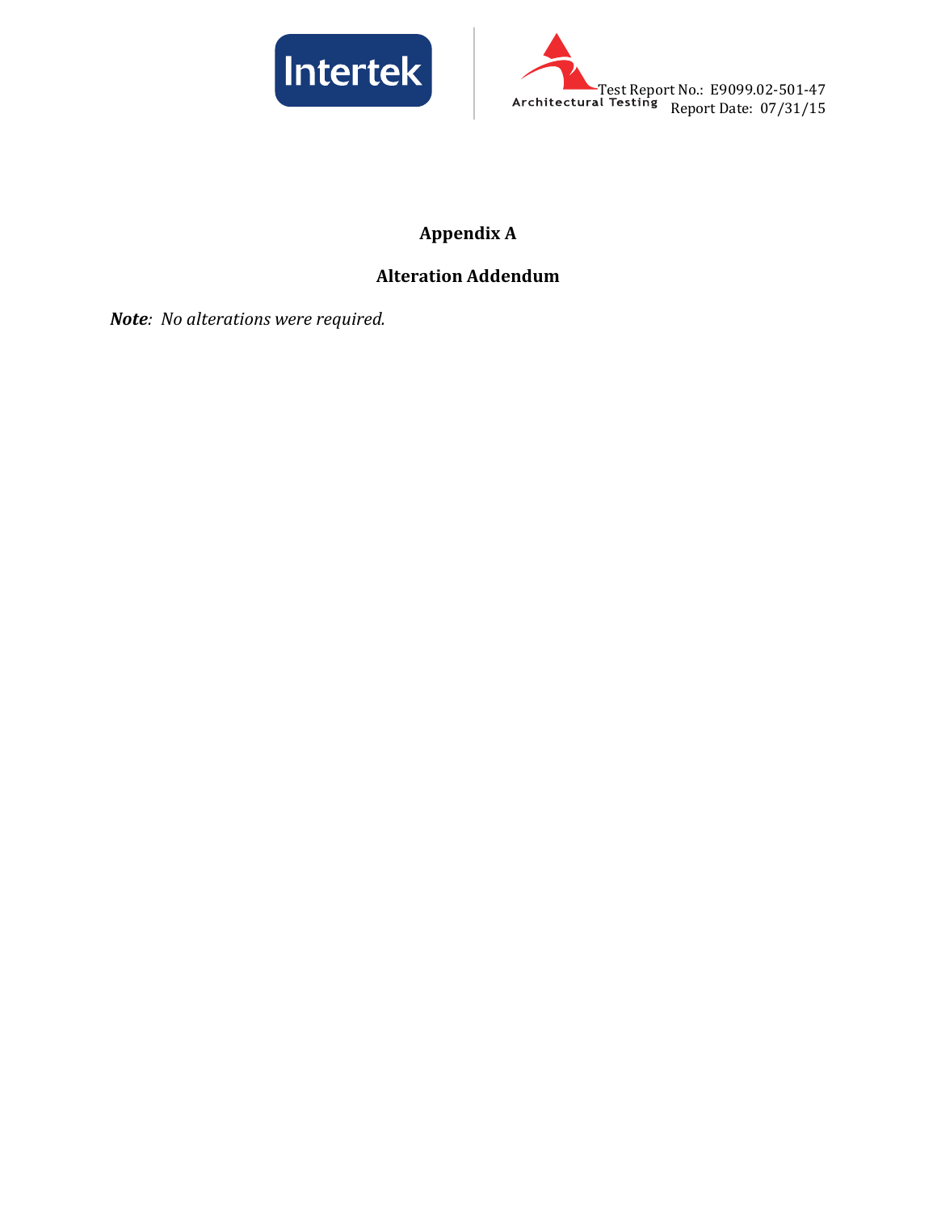# Appendix A

## Alteration Addendum

***Note**: No alterations were required.*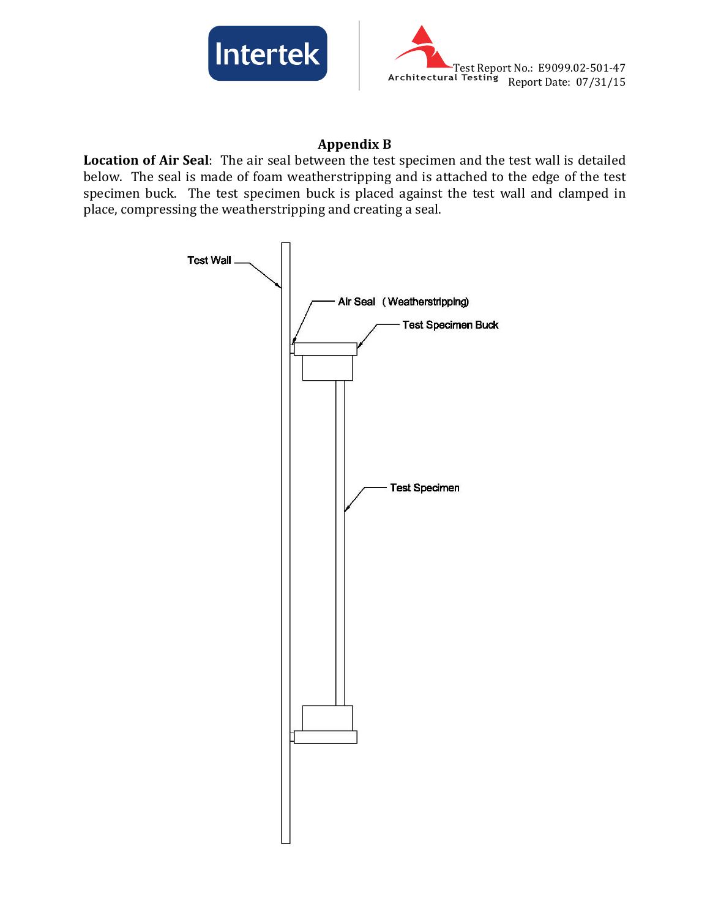## Appendix B

**Location of Air Seal**: The air seal between the test specimen and the test wall is detailed below. The seal is made of foam weatherstripping and is attached to the edge of the test specimen buck. The test specimen buck is placed against the test wall and clamped in place, compressing the weatherstripping and creating a seal.

Test Wall

Air Seal (Weatherstripping)

Test Specimen Buck

Test Specimen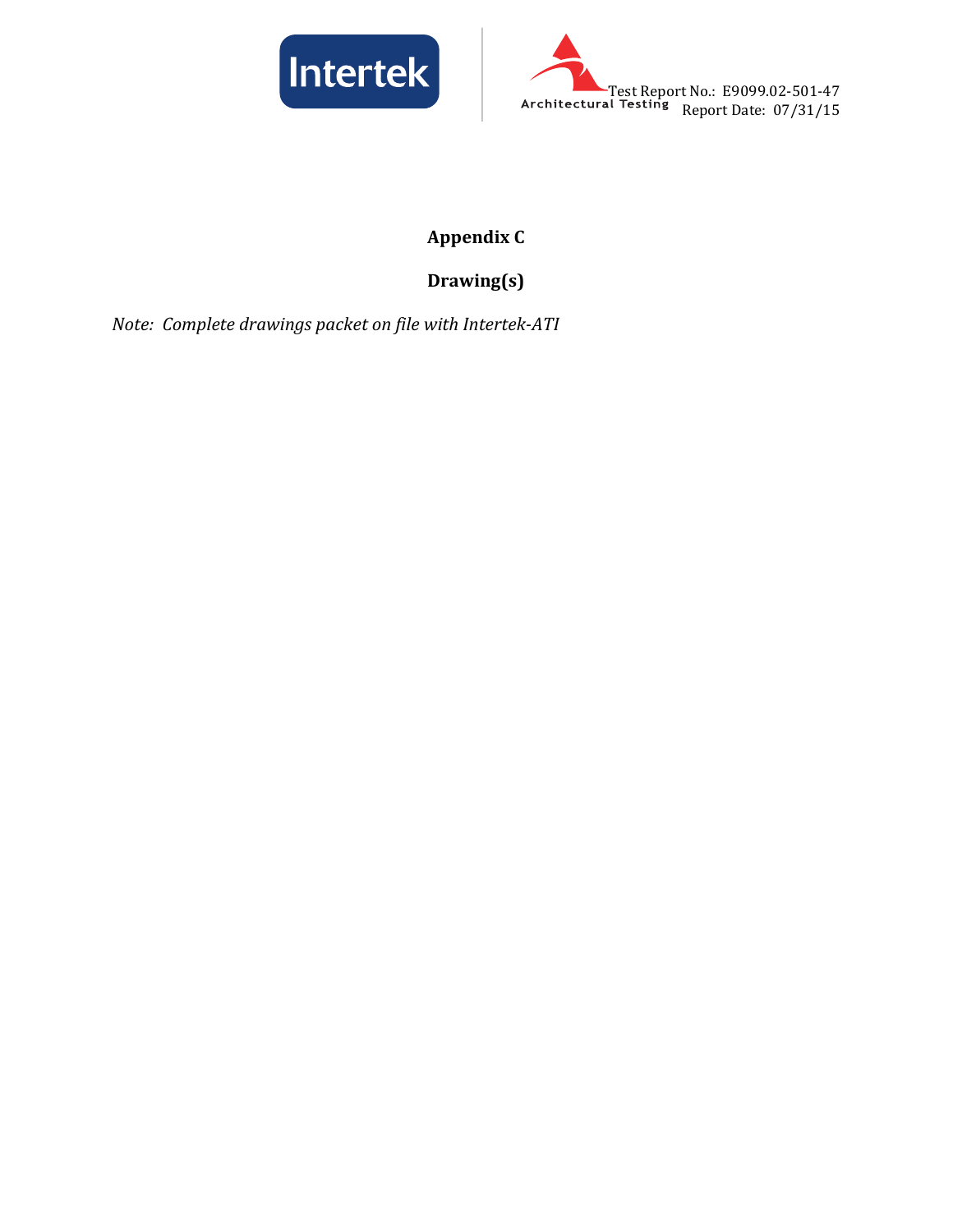# Appendix C

# Drawing(s)

*Note: Complete drawings packet on file with Intertek-ATI*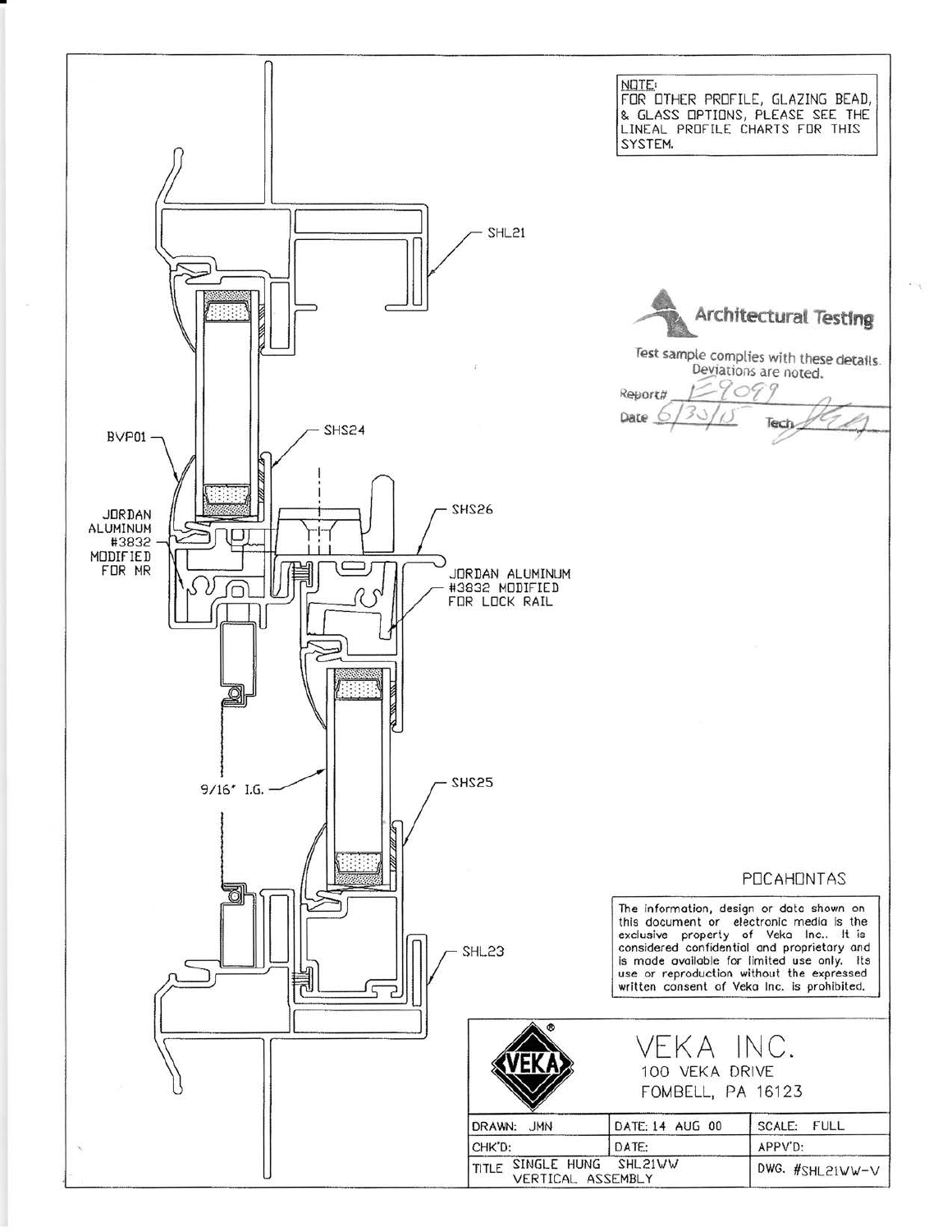NOTE:
FOR OTHER PROFILE, GLAZING BEAD, & GLASS OPTIONS, PLEASE SEE THE LINEAL PROFILE CHARTS FOR THIS SYSTEM.

SHL21

Architectural Testing

Test sample complies with these details. Deviations are noted.

Report# E9099

Date 6/30/15 Tech

BVP01

SHS24

SHS26

JORDAN ALUMINUM #3832 MODIFIED FOR MR

JORDAN ALUMINUM #3832 MODIFIED FOR LOCK RAIL

9/16" I.G.

SHS25

POCAHONTAS

The information, design or data shown on this document or electronic media is the exclusive property of Veka Inc.. It is considered confidential and proprietary and is made available for limited use only. Its use or reproduction without the expressed written consent of Veka Inc. is prohibited.

SHL23

VEKA INC.
100 VEKA DRIVE
FOMBELL, PA 16123

| DRAWN: JMN | DATE: 14 AUG 00 | SCALE: FULL |
|---|---|---|
| CHK'D: | DATE: | APPV'D: |
| TITLE SINGLE HUNG SHL21WW VERTICAL ASSEMBLY | | DWG. #SHL21WW-V |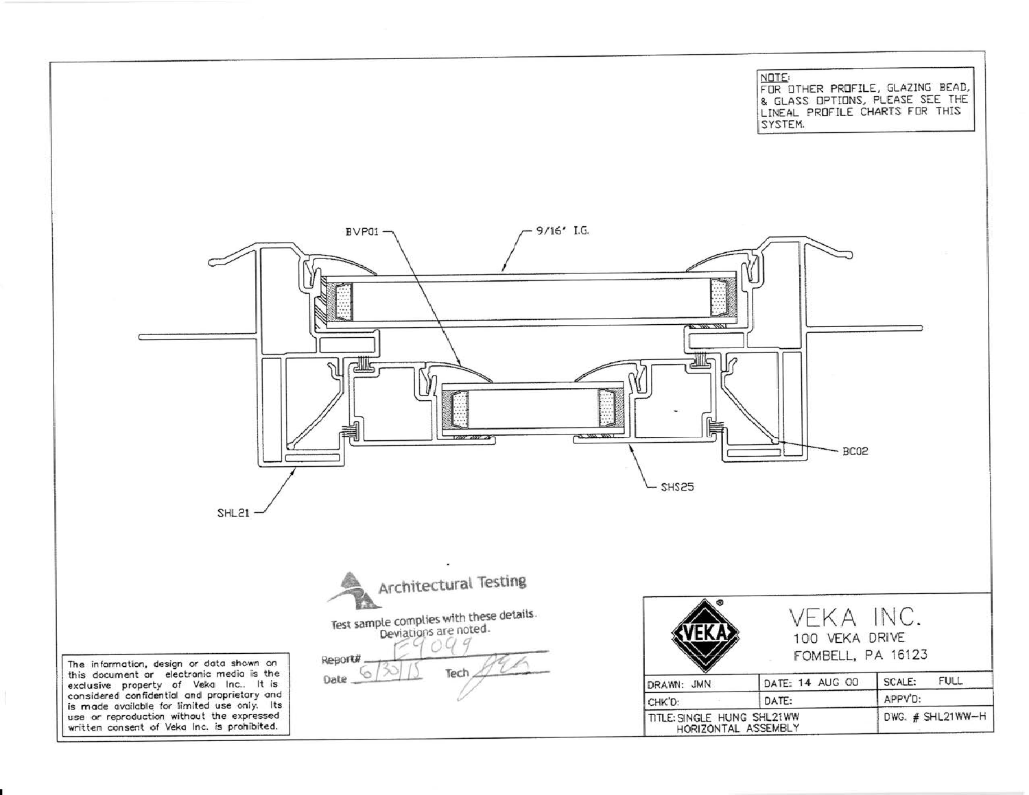NOTE:
FOR OTHER PROFILE, GLAZING BEAD, & GLASS OPTIONS, PLEASE SEE THE LINEAL PROFILE CHARTS FOR THIS SYSTEM.

BVP01

9/16" I.G.

BC02

SHS25

SHL21

Architectural Testing

Test sample complies with these details. Deviations are noted.

Report# E9099

Date 6/30/15 Tech

The information, design or data shown on this document or electronic media is the exclusive property of Veka Inc.. It is considered confidential and proprietary and is made available for limited use only. Its use or reproduction without the expressed written consent of Veka Inc. is prohibited.

VEKA INC.
100 VEKA DRIVE
FOMBELL, PA 16123

| | | |
|---|---|---|
| DRAWN: JMN | DATE: 14 AUG 00 | SCALE: FULL |
| CHK'D: | DATE: | APPV'D: |
| TITLE: SINGLE HUNG SHL21WW HORIZONTAL ASSEMBLY | | DWG. # SHL21WW-H |